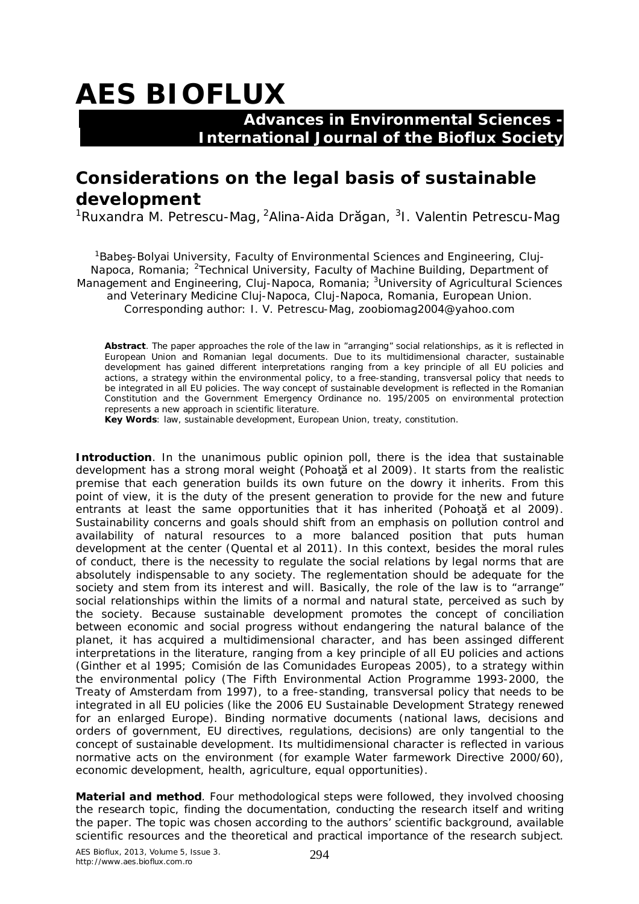# AES BIOFLUX

**Advances in Environmental Sciences - International Journal of the Bioflux Society**

## Considerations on the legal basis of sustainable development

[1]Ruxandra M. Petrescu-Mag, [2]Alina-Aida Drăgan, [3]I. Valentin Petrescu-Mag

[1]Babeş-Bolyai University, Faculty of Environmental Sciences and Engineering, Cluj-Napoca, Romania; [2]Technical University, Faculty of Machine Building, Department of Management and Engineering, Cluj-Napoca, Romania; [3]University of Agricultural Sciences and Veterinary Medicine Cluj-Napoca, Cluj-Napoca, Romania, European Union. Corresponding author: I. V. Petrescu-Mag, zoobiomag2004@yahoo.com

**Abstract**. The paper approaches the role of the law in "arranging" social relationships, as it is reflected in European Union and Romanian legal documents. Due to its multidimensional character, sustainable development has gained different interpretations ranging from a key principle of all EU policies and actions, a strategy within the environmental policy, to a free-standing, transversal policy that needs to be integrated in all EU policies. The way concept of sustainable development is reflected in the Romanian Constitution and the Government Emergency Ordinance no. 195/2005 on environmental protection represents a new approach in scientific literature.

**Key Words**: law, sustainable development, European Union, treaty, constitution.

**Introduction**. In the unanimous public opinion poll, there is the idea that sustainable development has a strong moral weight (Pohoaţă et al 2009). It starts from the realistic premise that each generation builds its own future on the dowry it inherits. From this point of view, it is the duty of the present generation to provide for the new and future entrants at least the same opportunities that it has inherited (Pohoaţă et al 2009). Sustainability concerns and goals should shift from an emphasis on pollution control and availability of natural resources to a more balanced position that puts human development at the center (Quental et al 2011). In this context, besides the moral rules of conduct, there is the necessity to regulate the social relations by legal norms that are absolutely indispensable to any society. The reglementation should be adequate for the society and stem from its interest and will. Basically, the role of the law is to "arrange" social relationships within the limits of a normal and natural state, perceived as such by the society. Because sustainable development promotes the concept of conciliation between economic and social progress without endangering the natural balance of the planet, it has acquired a multidimensional character, and has been assinged different interpretations in the literature, ranging from a key principle of all EU policies and actions (Ginther et al 1995; Comisión de las Comunidades Europeas 2005), to a strategy within the environmental policy (The Fifth Environmental Action Programme 1993-2000, the Treaty of Amsterdam from 1997), to a free-standing, transversal policy that needs to be integrated in all EU policies (like the 2006 EU Sustainable Development Strategy renewed for an enlarged Europe). Binding normative documents (national laws, decisions and orders of government, EU directives, regulations, decisions) are only tangential to the concept of sustainable development. Its multidimensional character is reflected in various normative acts on the environment (for example Water farmework Directive 2000/60), economic development, health, agriculture, equal opportunities).

**Material and method**. Four methodological steps were followed, they involved choosing the research topic, finding the documentation, conducting the research itself and writing the paper. The topic was chosen according to the authors' scientific background, available scientific resources and the theoretical and practical importance of the research subject.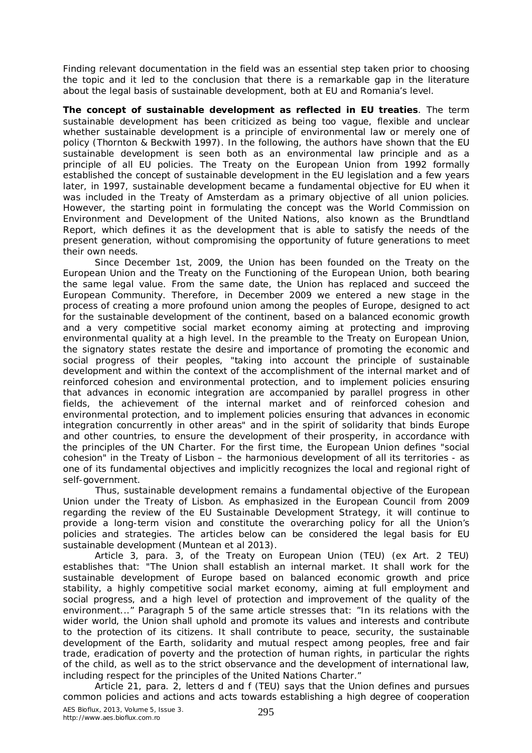Finding relevant documentation in the field was an essential step taken prior to choosing the topic and it led to the conclusion that there is a remarkable gap in the literature about the legal basis of sustainable development, both at EU and Romania's level.

**The concept of sustainable development as reflected in EU treaties**. The term sustainable development has been criticized as being too vague, flexible and unclear whether sustainable development is a principle of environmental law or merely one of policy (Thornton & Beckwith 1997). In the following, the authors have shown that the EU sustainable development is seen both as an environmental law principle and as a principle of all EU policies. The Treaty on the European Union from 1992 formally established the concept of sustainable development in the EU legislation and a few years later, in 1997, sustainable development became a fundamental objective for EU when it was included in the Treaty of Amsterdam as a primary objective of all union policies. However, the starting point in formulating the concept was the World Commission on Environment and Development of the United Nations, also known as the Brundtland Report, which defines it as the development that is able to satisfy the needs of the present generation, without compromising the opportunity of future generations to meet their own needs.

Since December 1st, 2009, the Union has been founded on the Treaty on the European Union and the Treaty on the Functioning of the European Union, both bearing the same legal value. From the same date, the Union has replaced and succeed the European Community. Therefore, in December 2009 we entered a new stage in the process of creating a more profound union among the peoples of Europe, designed to act for the sustainable development of the continent, based on a balanced economic growth and a very competitive social market economy aiming at protecting and improving environmental quality at a high level. In the preamble to the Treaty on European Union, the signatory states restate the desire and importance of promoting the economic and social progress of their peoples, "taking into account the principle of sustainable development and within the context of the accomplishment of the internal market and of reinforced cohesion and environmental protection, and to implement policies ensuring that advances in economic integration are accompanied by parallel progress in other fields, the achievement of the internal market and of reinforced cohesion and environmental protection, and to implement policies ensuring that advances in economic integration concurrently in other areas" and in the spirit of solidarity that binds Europe and other countries, to ensure the development of their prosperity, in accordance with the principles of the UN Charter. For the first time, the European Union defines "social cohesion" in the Treaty of Lisbon – the harmonious development of all its territories - as one of its fundamental objectives and implicitly recognizes the local and regional right of self-government.

Thus, sustainable development remains a fundamental objective of the European Union under the Treaty of Lisbon. As emphasized in the European Council from 2009 regarding the review of the EU Sustainable Development Strategy, it will continue to provide a long-term vision and constitute the overarching policy for all the Union's policies and strategies. The articles below can be considered the legal basis for EU sustainable development (Muntean et al 2013).

Article 3, para. 3, of the Treaty on European Union (TEU) (ex Art. 2 TEU) establishes that: "The Union shall establish an internal market. It shall work for the sustainable development of Europe based on balanced economic growth and price stability, a highly competitive social market economy, aiming at full employment and social progress, and a high level of protection and improvement of the quality of the environment..." Paragraph 5 of the same article stresses that: "In its relations with the wider world, the Union shall uphold and promote its values and interests and contribute to the protection of its citizens. It shall contribute to peace, security, the sustainable development of the Earth, solidarity and mutual respect among peoples, free and fair trade, eradication of poverty and the protection of human rights, in particular the rights of the child, as well as to the strict observance and the development of international law, including respect for the principles of the United Nations Charter."

Article 21, para. 2, letters d and f (TEU) says that the Union defines and pursues common policies and actions and acts towards establishing a high degree of cooperation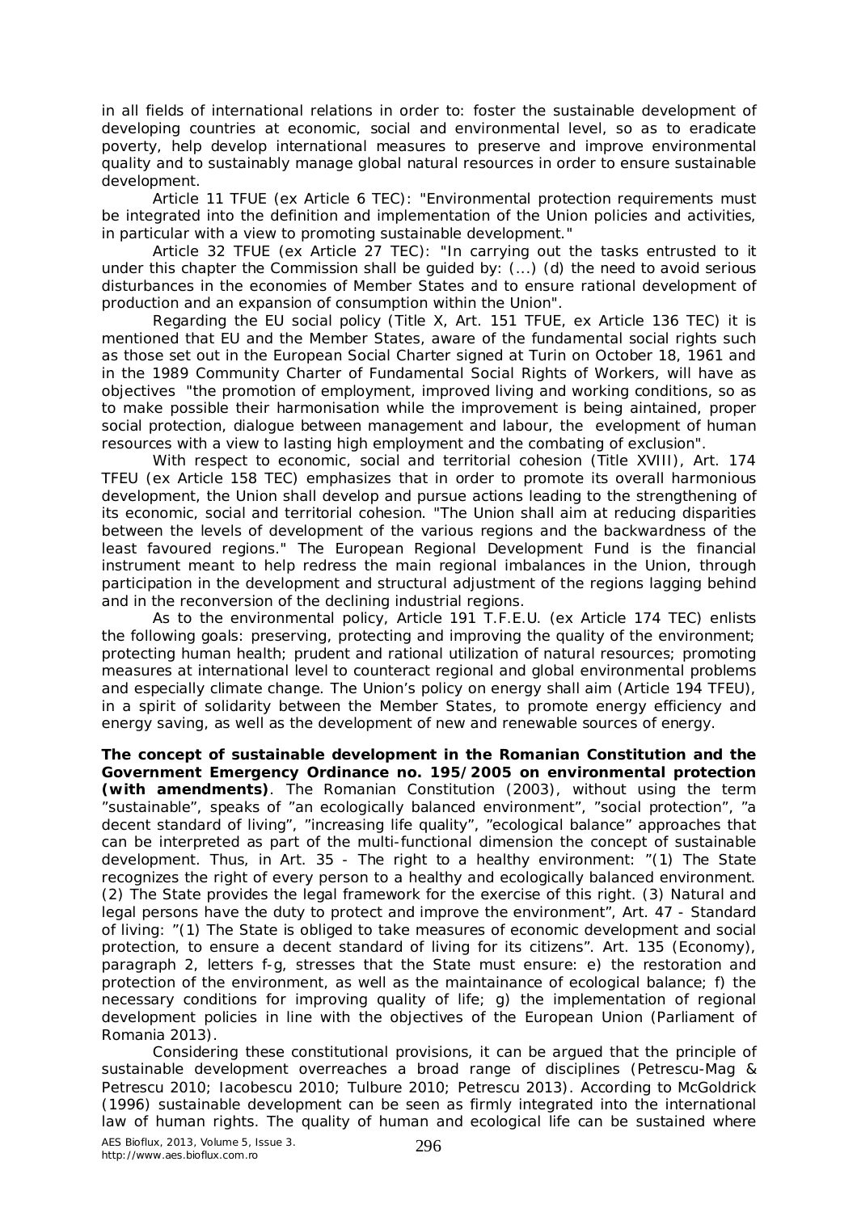in all fields of international relations in order to: foster the sustainable development of developing countries at economic, social and environmental level, so as to eradicate poverty, help develop international measures to preserve and improve environmental quality and to sustainably manage global natural resources in order to ensure sustainable development.

Article 11 TFUE (ex Article 6 TEC): "Environmental protection requirements must be integrated into the definition and implementation of the Union policies and activities, in particular with a view to promoting sustainable development."

Article 32 TFUE (ex Article 27 TEC): "In carrying out the tasks entrusted to it under this chapter the Commission shall be guided by: (...) (d) the need to avoid serious disturbances in the economies of Member States and to ensure rational development of production and an expansion of consumption within the Union".

Regarding the EU social policy (Title X, Art. 151 TFUE, ex Article 136 TEC) it is mentioned that EU and the Member States, aware of the fundamental social rights such as those set out in the European Social Charter signed at Turin on October 18, 1961 and in the 1989 Community Charter of Fundamental Social Rights of Workers, will have as objectives "the promotion of employment, improved living and working conditions, so as to make possible their harmonisation while the improvement is being aintained, proper social protection, dialogue between management and labour, the evelopment of human resources with a view to lasting high employment and the combating of exclusion".

With respect to economic, social and territorial cohesion (Title XVIII), Art. 174 TFEU (ex Article 158 TEC) emphasizes that in order to promote its overall harmonious development, the Union shall develop and pursue actions leading to the strengthening of its economic, social and territorial cohesion. "The Union shall aim at reducing disparities between the levels of development of the various regions and the backwardness of the least favoured regions." The European Regional Development Fund is the financial instrument meant to help redress the main regional imbalances in the Union, through participation in the development and structural adjustment of the regions lagging behind and in the reconversion of the declining industrial regions.

As to the environmental policy, Article 191 T.F.E.U. (ex Article 174 TEC) enlists the following goals: preserving, protecting and improving the quality of the environment; protecting human health; prudent and rational utilization of natural resources; promoting measures at international level to counteract regional and global environmental problems and especially climate change. The Union's policy on energy shall aim (Article 194 TFEU), in a spirit of solidarity between the Member States, to promote energy efficiency and energy saving, as well as the development of new and renewable sources of energy.

**The concept of sustainable development in the Romanian Constitution and the Government Emergency Ordinance no. 195/2005 on environmental protection (with amendments)**. The Romanian Constitution (2003), without using the term "sustainable", speaks of "an ecologically balanced environment", "social protection", "a decent standard of living", "increasing life quality", "ecological balance" approaches that can be interpreted as part of the multi-functional dimension the concept of sustainable development. Thus, in Art. 35 - The right to a healthy environment: "(1) The State recognizes the right of every person to a healthy and ecologically balanced environment. (2) The State provides the legal framework for the exercise of this right. (3) Natural and legal persons have the duty to protect and improve the environment", Art. 47 - Standard of living: "(1) The State is obliged to take measures of economic development and social protection, to ensure a decent standard of living for its citizens". Art. 135 (Economy), paragraph 2, letters f-g, stresses that the State must ensure: e) the restoration and protection of the environment, as well as the maintainance of ecological balance; f) the necessary conditions for improving quality of life; g) the implementation of regional development policies in line with the objectives of the European Union (Parliament of Romania 2013).

Considering these constitutional provisions, it can be argued that the principle of sustainable development overreaches a broad range of disciplines (Petrescu-Mag & Petrescu 2010; Iacobescu 2010; Tulbure 2010; Petrescu 2013). According to McGoldrick (1996) sustainable development can be seen as firmly integrated into the international law of human rights. The quality of human and ecological life can be sustained where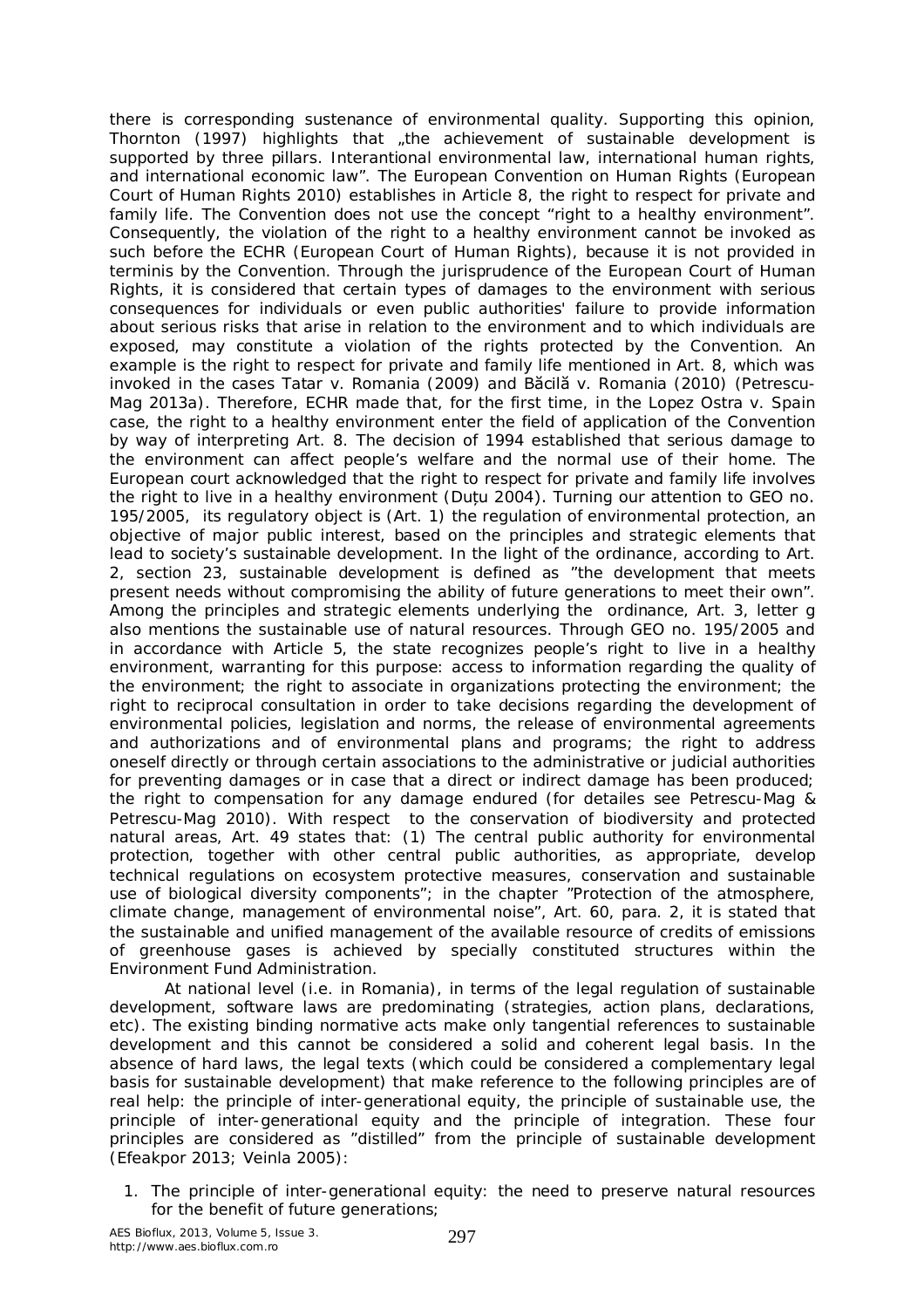there is corresponding sustenance of environmental quality. Supporting this opinion, Thornton (1997) highlights that „the achievement of sustainable development is supported by three pillars. Interantional environmental law, international human rights, and international economic law". The European Convention on Human Rights (European Court of Human Rights 2010) establishes in Article 8, the right to respect for private and family life. The Convention does not use the concept "right to a healthy environment". Consequently, the violation of the right to a healthy environment cannot be invoked as such before the ECHR (European Court of Human Rights), because it is not provided in terminis by the Convention. Through the jurisprudence of the European Court of Human Rights, it is considered that certain types of damages to the environment with serious consequences for individuals or even public authorities' failure to provide information about serious risks that arise in relation to the environment and to which individuals are exposed, may constitute a violation of the rights protected by the Convention. An example is the right to respect for private and family life mentioned in Art. 8, which was invoked in the cases Tatar v. Romania (2009) and Băcilă v. Romania (2010) (Petrescu-Mag 2013a). Therefore, ECHR made that, for the first time, in the Lopez Ostra v. Spain case, the right to a healthy environment enter the field of application of the Convention by way of interpreting Art. 8. The decision of 1994 established that serious damage to the environment can affect people's welfare and the normal use of their home. The European court acknowledged that the right to respect for private and family life involves the right to live in a healthy environment (Duțu 2004). Turning our attention to GEO no. 195/2005, its regulatory object is (Art. 1) the regulation of environmental protection, an objective of major public interest, based on the principles and strategic elements that lead to society's sustainable development. In the light of the ordinance, according to Art. 2, section 23, sustainable development is defined as "the development that meets present needs without compromising the ability of future generations to meet their own". Among the principles and strategic elements underlying the ordinance, Art. 3, letter g also mentions the sustainable use of natural resources. Through GEO no. 195/2005 and in accordance with Article 5, the state recognizes people's right to live in a healthy environment, warranting for this purpose: access to information regarding the quality of the environment; the right to associate in organizations protecting the environment; the right to reciprocal consultation in order to take decisions regarding the development of environmental policies, legislation and norms, the release of environmental agreements and authorizations and of environmental plans and programs; the right to address oneself directly or through certain associations to the administrative or judicial authorities for preventing damages or in case that a direct or indirect damage has been produced; the right to compensation for any damage endured (for detailes see Petrescu-Mag & Petrescu-Mag 2010). With respect to the conservation of biodiversity and protected natural areas, Art. 49 states that: (1) The central public authority for environmental protection, together with other central public authorities, as appropriate, develop technical regulations on ecosystem protective measures, conservation and sustainable use of biological diversity components"; in the chapter "Protection of the atmosphere, climate change, management of environmental noise", Art. 60, para. 2, it is stated that the sustainable and unified management of the available resource of credits of emissions of greenhouse gases is achieved by specially constituted structures within the Environment Fund Administration.

At national level (i.e. in Romania), in terms of the legal regulation of sustainable development, software laws are predominating (strategies, action plans, declarations, etc). The existing binding normative acts make only tangential references to sustainable development and this cannot be considered a solid and coherent legal basis. In the absence of hard laws, the legal texts (which could be considered a complementary legal basis for sustainable development) that make reference to the following principles are of real help: the principle of inter-generational equity, the principle of sustainable use, the principle of inter-generational equity and the principle of integration. These four principles are considered as "distilled" from the principle of sustainable development (Efeakpor 2013; Veinla 2005):

1. The principle of inter-generational equity: the need to preserve natural resources for the benefit of future generations;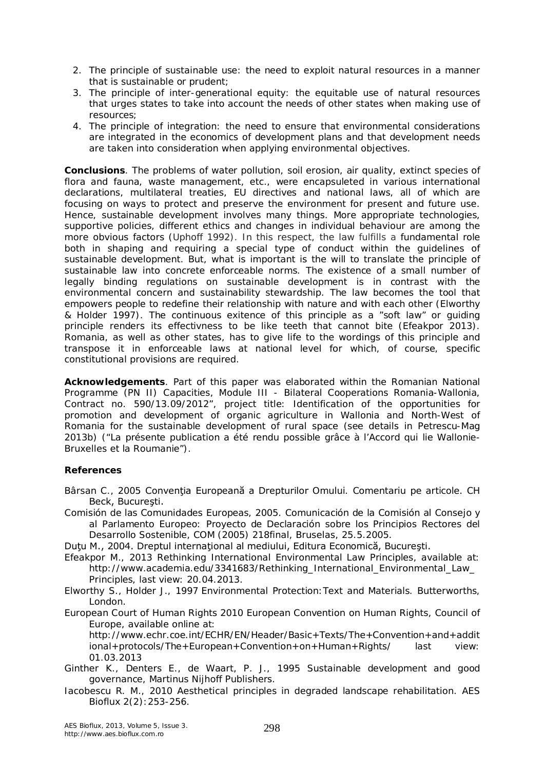2. The principle of sustainable use: the need to exploit natural resources in a manner that is sustainable or prudent;
3. The principle of inter-generational equity: the equitable use of natural resources that urges states to take into account the needs of other states when making use of resources;
4. The principle of integration: the need to ensure that environmental considerations are integrated in the economics of development plans and that development needs are taken into consideration when applying environmental objectives.

**Conclusions**. The problems of water pollution, soil erosion, air quality, extinct species of flora and fauna, waste management, etc., were encapsuleted in various international declarations, multilateral treaties, EU directives and national laws, all of which are focusing on ways to protect and preserve the environment for present and future use. Hence, sustainable development involves many things. More appropriate technologies, supportive policies, different ethics and changes in individual behaviour are among the more obvious factors (Uphoff 1992). In this respect, the law fulfills a fundamental role both in shaping and requiring a special type of conduct within the guidelines of sustainable development. But, what is important is the will to translate the principle of sustainable law into concrete enforceable norms. The existence of a small number of legally binding regulations on sustainable development is in contrast with the environmental concern and sustainability stewardship. The law becomes the tool that empowers people to redefine their relationship with nature and with each other (Elworthy & Holder 1997). The continuous exitence of this principle as a "soft law" or guiding principle renders its effectivness to be like teeth that cannot bite (Efeakpor 2013). Romania, as well as other states, has to give life to the wordings of this principle and transpose it in enforceable laws at national level for which, of course, specific constitutional provisions are required.

**Acknowledgements**. Part of this paper was elaborated within the Romanian National Programme (PN II) Capacities, Module III - Bilateral Cooperations Romania-Wallonia, Contract no. 590/13.09/2012", project title: Identification of the opportunities for promotion and development of organic agriculture in Wallonia and North-West of Romania for the sustainable development of rural space (see details in Petrescu-Mag 2013b) ("La présente publication a été rendu possible grâce à l'Accord qui lie Wallonie-Bruxelles et la Roumanie").

**References**

Bârsan C., 2005 Convenţia Europeană a Drepturilor Omului. Comentariu pe articole. CH Beck, Bucureşti.

Comisión de las Comunidades Europeas, 2005. Comunicación de la Comisión al Consejo y al Parlamento Europeo: Proyecto de Declaración sobre los Principios Rectores del Desarrollo Sostenible, COM (2005) 218final, Bruselas, 25.5.2005.

Duţu M., 2004. Dreptul internaţional al mediului, Editura Economică, Bucureşti.

Efeakpor M., 2013 Rethinking International Environmental Law Principles, available at: http://www.academia.edu/3341683/Rethinking_International_Environmental_Law_Principles, last view: 20.04.2013.

Elworthy S., Holder J., 1997 Environmental Protection:Text and Materials. Butterworths, London.

European Court of Human Rights 2010 European Convention on Human Rights, Council of Europe, available online at: http://www.echr.coe.int/ECHR/EN/Header/Basic+Texts/The+Convention+and+additional+protocols/The+European+Convention+on+Human+Rights/ last view: 01.03.2013

Ginther K., Denters E., de Waart, P. J., 1995 Sustainable development and good governance, Martinus Nijhoff Publishers.

Iacobescu R. M., 2010 Aesthetical principles in degraded landscape rehabilitation. AES Bioflux 2(2):253-256.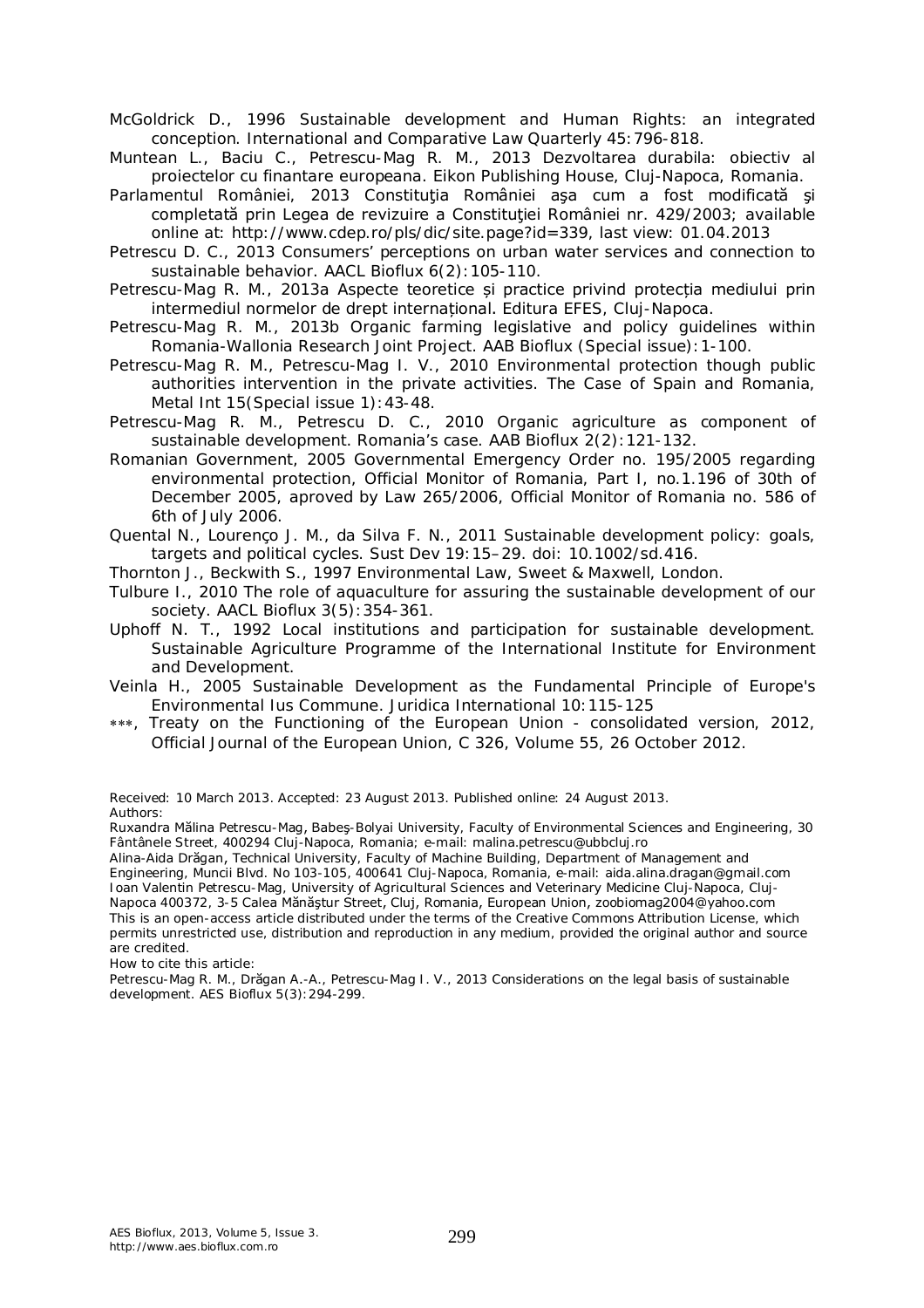McGoldrick D., 1996 Sustainable development and Human Rights: an integrated conception. International and Comparative Law Quarterly 45:796-818.

Muntean L., Baciu C., Petrescu-Mag R. M., 2013 Dezvoltarea durabila: obiectiv al proiectelor cu finantare europeana. Eikon Publishing House, Cluj-Napoca, Romania.

Parlamentul României, 2013 Constituţia României aşa cum a fost modificată şi completată prin Legea de revizuire a Constituţiei României nr. 429/2003; available online at: http://www.cdep.ro/pls/dic/site.page?id=339, last view: 01.04.2013

Petrescu D. C., 2013 Consumers' perceptions on urban water services and connection to sustainable behavior. AACL Bioflux 6(2):105-110.

Petrescu-Mag R. M., 2013a Aspecte teoretice și practice privind protecția mediului prin intermediul normelor de drept internațional. Editura EFES, Cluj-Napoca.

Petrescu-Mag R. M., 2013b Organic farming legislative and policy guidelines within Romania-Wallonia Research Joint Project. AAB Bioflux (Special issue):1-100.

Petrescu-Mag R. M., Petrescu-Mag I. V., 2010 Environmental protection though public authorities intervention in the private activities. The Case of Spain and Romania, Metal Int 15(Special issue 1):43-48.

Petrescu-Mag R. M., Petrescu D. C., 2010 Organic agriculture as component of sustainable development. Romania's case. AAB Bioflux 2(2):121-132.

Romanian Government, 2005 Governmental Emergency Order no. 195/2005 regarding environmental protection, Official Monitor of Romania, Part I, no.1.196 of 30th of December 2005, aproved by Law 265/2006, Official Monitor of Romania no. 586 of 6th of July 2006.

Quental N., Lourenço J. M., da Silva F. N., 2011 Sustainable development policy: goals, targets and political cycles. Sust Dev 19:15–29. doi: 10.1002/sd.416.

Thornton J., Beckwith S., 1997 Environmental Law, Sweet & Maxwell, London.

Tulbure I., 2010 The role of aquaculture for assuring the sustainable development of our society. AACL Bioflux 3(5):354-361.

Uphoff N. T., 1992 Local institutions and participation for sustainable development. Sustainable Agriculture Programme of the International Institute for Environment and Development.

Veinla H., 2005 Sustainable Development as the Fundamental Principle of Europe's Environmental Ius Commune. Juridica International 10:115-125

***, Treaty on the Functioning of the European Union - consolidated version, 2012, Official Journal of the European Union, C 326, Volume 55, 26 October 2012.

Received: 10 March 2013. Accepted: 23 August 2013. Published online: 24 August 2013.
Authors:
Ruxandra Mălina Petrescu-Mag, Babeş-Bolyai University, Faculty of Environmental Sciences and Engineering, 30 Fântânele Street, 400294 Cluj-Napoca, Romania; e-mail: malina.petrescu@ubbcluj.ro
Alina-Aida Drăgan, Technical University, Faculty of Machine Building, Department of Management and Engineering, Muncii Blvd. No 103-105, 400641 Cluj-Napoca, Romania, e-mail: aida.alina.dragan@gmail.com
Ioan Valentin Petrescu-Mag, University of Agricultural Sciences and Veterinary Medicine Cluj-Napoca, Cluj-Napoca 400372, 3-5 Calea Mănăştur Street, Cluj, Romania, European Union, zoobiomag2004@yahoo.com
This is an open-access article distributed under the terms of the Creative Commons Attribution License, which permits unrestricted use, distribution and reproduction in any medium, provided the original author and source are credited.
How to cite this article:
Petrescu-Mag R. M., Drăgan A.-A., Petrescu-Mag I. V., 2013 Considerations on the legal basis of sustainable development. AES Bioflux 5(3):294-299.